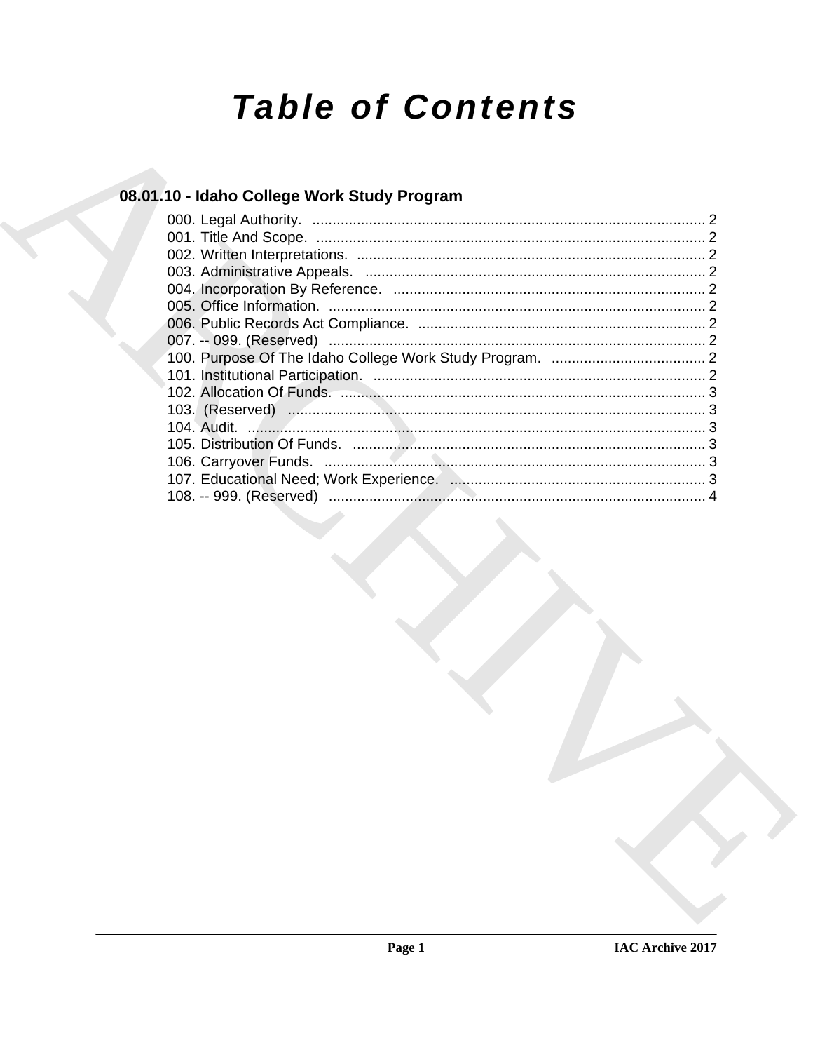# Table of Contents

## 08.01.10 - Idaho College Work Study Program

000. Legal Authority. ................................................................................................ 2
001. Title And Scope. ................................................................................................ 2
002. Written Interpretations. ...................................................................................... 2
003. Administrative Appeals. .................................................................................... 2
004. Incorporation By Reference. ............................................................................. 2
005. Office Information. ............................................................................................ 2
006. Public Records Act Compliance. ....................................................................... 2
007. -- 099. (Reserved) ............................................................................................ 2
100. Purpose Of The Idaho College Work Study Program. ...................................... 2
101. Institutional Participation. .................................................................................. 2
102. Allocation Of Funds. .......................................................................................... 3
103. (Reserved) ....................................................................................................... 3
104. Audit. ................................................................................................................. 3
105. Distribution Of Funds. ....................................................................................... 3
106. Carryover Funds. .............................................................................................. 3
107. Educational Need; Work Experience. ............................................................... 3
108. -- 999. (Reserved) ............................................................................................ 4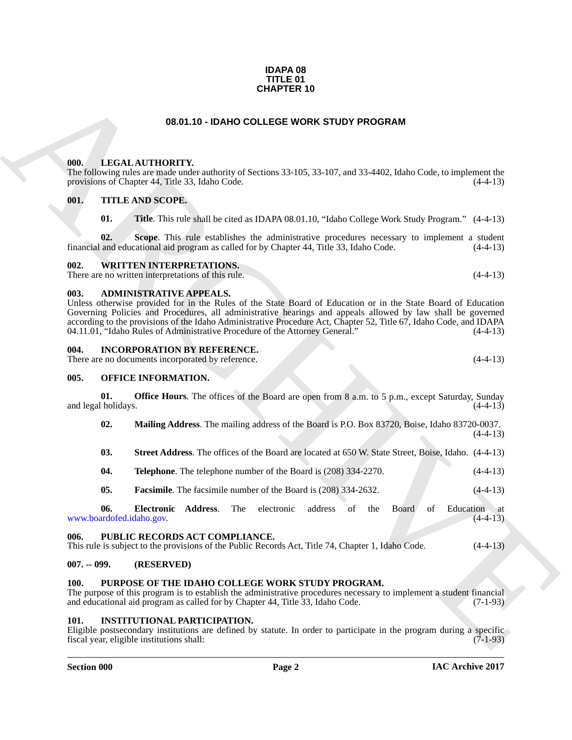**IDAPA 08**
**TITLE 01**
**CHAPTER 10**

# 08.01.10 - IDAHO COLLEGE WORK STUDY PROGRAM

### 000. LEGAL AUTHORITY.

The following rules are made under authority of Sections 33-105, 33-107, and 33-4402, Idaho Code, to implement the provisions of Chapter 44, Title 33, Idaho Code. (4-4-13)

### 001. TITLE AND SCOPE.

**01. Title**. This rule shall be cited as IDAPA 08.01.10, "Idaho College Work Study Program." (4-4-13)

**02. Scope**. This rule establishes the administrative procedures necessary to implement a student financial and educational aid program as called for by Chapter 44, Title 33, Idaho Code. (4-4-13)

### 002. WRITTEN INTERPRETATIONS.

There are no written interpretations of this rule. (4-4-13)

### 003. ADMINISTRATIVE APPEALS.

Unless otherwise provided for in the Rules of the State Board of Education or in the State Board of Education Governing Policies and Procedures, all administrative hearings and appeals allowed by law shall be governed according to the provisions of the Idaho Administrative Procedure Act, Chapter 52, Title 67, Idaho Code, and IDAPA 04.11.01, "Idaho Rules of Administrative Procedure of the Attorney General." (4-4-13)

### 004. INCORPORATION BY REFERENCE.

There are no documents incorporated by reference. (4-4-13)

### 005. OFFICE INFORMATION.

**01. Office Hours**. The offices of the Board are open from 8 a.m. to 5 p.m., except Saturday, Sunday and legal holidays. (4-4-13)

**02. Mailing Address**. The mailing address of the Board is P.O. Box 83720, Boise, Idaho 83720-0037. (4-4-13)

**03. Street Address**. The offices of the Board are located at 650 W. State Street, Boise, Idaho. (4-4-13)

**04. Telephone**. The telephone number of the Board is (208) 334-2270. (4-4-13)

**05. Facsimile**. The facsimile number of the Board is (208) 334-2632. (4-4-13)

**06. Electronic Address**. The electronic address of the Board of Education at www.boardofed.idaho.gov. (4-4-13)

### 006. PUBLIC RECORDS ACT COMPLIANCE.

This rule is subject to the provisions of the Public Records Act, Title 74, Chapter 1, Idaho Code. (4-4-13)

### 007. -- 099. (RESERVED)

### 100. PURPOSE OF THE IDAHO COLLEGE WORK STUDY PROGRAM.

The purpose of this program is to establish the administrative procedures necessary to implement a student financial and educational aid program as called for by Chapter 44, Title 33, Idaho Code. (7-1-93)

### 101. INSTITUTIONAL PARTICIPATION.

Eligible postsecondary institutions are defined by statute. In order to participate in the program during a specific fiscal year, eligible institutions shall: (7-1-93)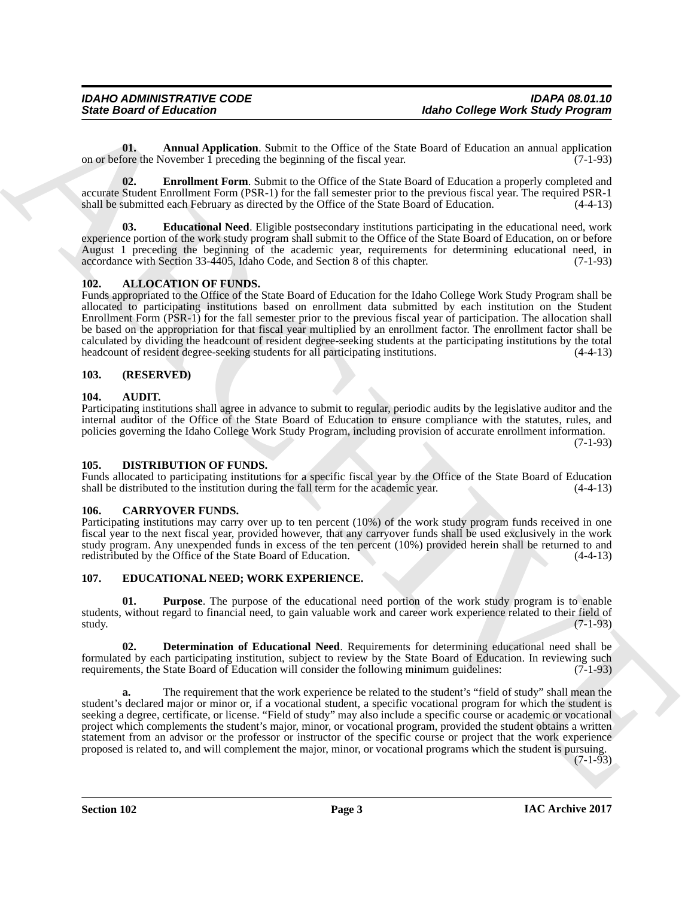**01. Annual Application**. Submit to the Office of the State Board of Education an annual application on or before the November 1 preceding the beginning of the fiscal year. (7-1-93)

**02. Enrollment Form**. Submit to the Office of the State Board of Education a properly completed and accurate Student Enrollment Form (PSR-1) for the fall semester prior to the previous fiscal year. The required PSR-1 shall be submitted each February as directed by the Office of the State Board of Education. (4-4-13)

**03. Educational Need**. Eligible postsecondary institutions participating in the educational need, work experience portion of the work study program shall submit to the Office of the State Board of Education, on or before August 1 preceding the beginning of the academic year, requirements for determining educational need, in accordance with Section 33-4405, Idaho Code, and Section 8 of this chapter. (7-1-93)

## 102. ALLOCATION OF FUNDS.

Funds appropriated to the Office of the State Board of Education for the Idaho College Work Study Program shall be allocated to participating institutions based on enrollment data submitted by each institution on the Student Enrollment Form (PSR-1) for the fall semester prior to the previous fiscal year of participation. The allocation shall be based on the appropriation for that fiscal year multiplied by an enrollment factor. The enrollment factor shall be calculated by dividing the headcount of resident degree-seeking students at the participating institutions by the total headcount of resident degree-seeking students for all participating institutions. (4-4-13)

## 103. (RESERVED)

## 104. AUDIT.

Participating institutions shall agree in advance to submit to regular, periodic audits by the legislative auditor and the internal auditor of the Office of the State Board of Education to ensure compliance with the statutes, rules, and policies governing the Idaho College Work Study Program, including provision of accurate enrollment information. (7-1-93)

## 105. DISTRIBUTION OF FUNDS.

Funds allocated to participating institutions for a specific fiscal year by the Office of the State Board of Education shall be distributed to the institution during the fall term for the academic year. (4-4-13)

## 106. CARRYOVER FUNDS.

Participating institutions may carry over up to ten percent (10%) of the work study program funds received in one fiscal year to the next fiscal year, provided however, that any carryover funds shall be used exclusively in the work study program. Any unexpended funds in excess of the ten percent (10%) provided herein shall be returned to and redistributed by the Office of the State Board of Education. (4-4-13)

## 107. EDUCATIONAL NEED; WORK EXPERIENCE.

**01. Purpose**. The purpose of the educational need portion of the work study program is to enable students, without regard to financial need, to gain valuable work and career work experience related to their field of study. (7-1-93)

**02. Determination of Educational Need**. Requirements for determining educational need shall be formulated by each participating institution, subject to review by the State Board of Education. In reviewing such requirements, the State Board of Education will consider the following minimum guidelines: (7-1-93)

**a.** The requirement that the work experience be related to the student's "field of study" shall mean the student's declared major or minor or, if a vocational student, a specific vocational program for which the student is seeking a degree, certificate, or license. "Field of study" may also include a specific course or academic or vocational project which complements the student's major, minor, or vocational program, provided the student obtains a written statement from an advisor or the professor or instructor of the specific course or project that the work experience proposed is related to, and will complement the major, minor, or vocational programs which the student is pursuing. (7-1-93)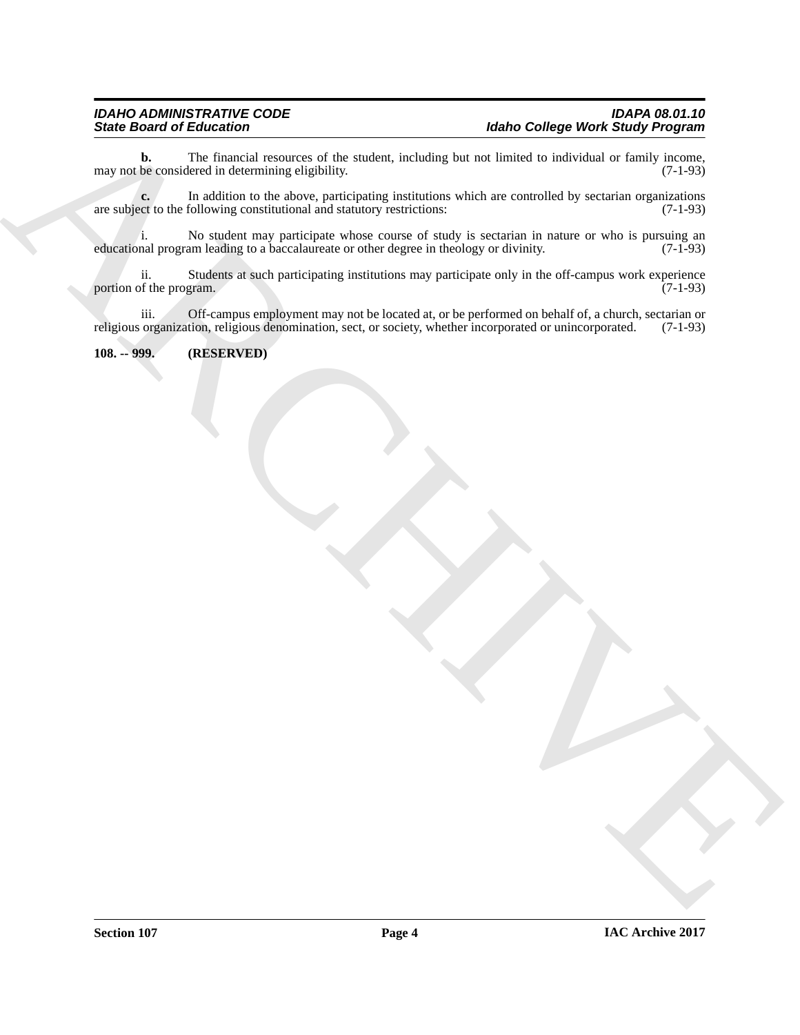**b.** The financial resources of the student, including but not limited to individual or family income, may not be considered in determining eligibility. (7-1-93)

**c.** In addition to the above, participating institutions which are controlled by sectarian organizations are subject to the following constitutional and statutory restrictions: (7-1-93)

i. No student may participate whose course of study is sectarian in nature or who is pursuing an educational program leading to a baccalaureate or other degree in theology or divinity. (7-1-93)

ii. Students at such participating institutions may participate only in the off-campus work experience portion of the program. (7-1-93)

iii. Off-campus employment may not be located at, or be performed on behalf of, a church, sectarian or religious organization, religious denomination, sect, or society, whether incorporated or unincorporated. (7-1-93)

**108. -- 999. (RESERVED)**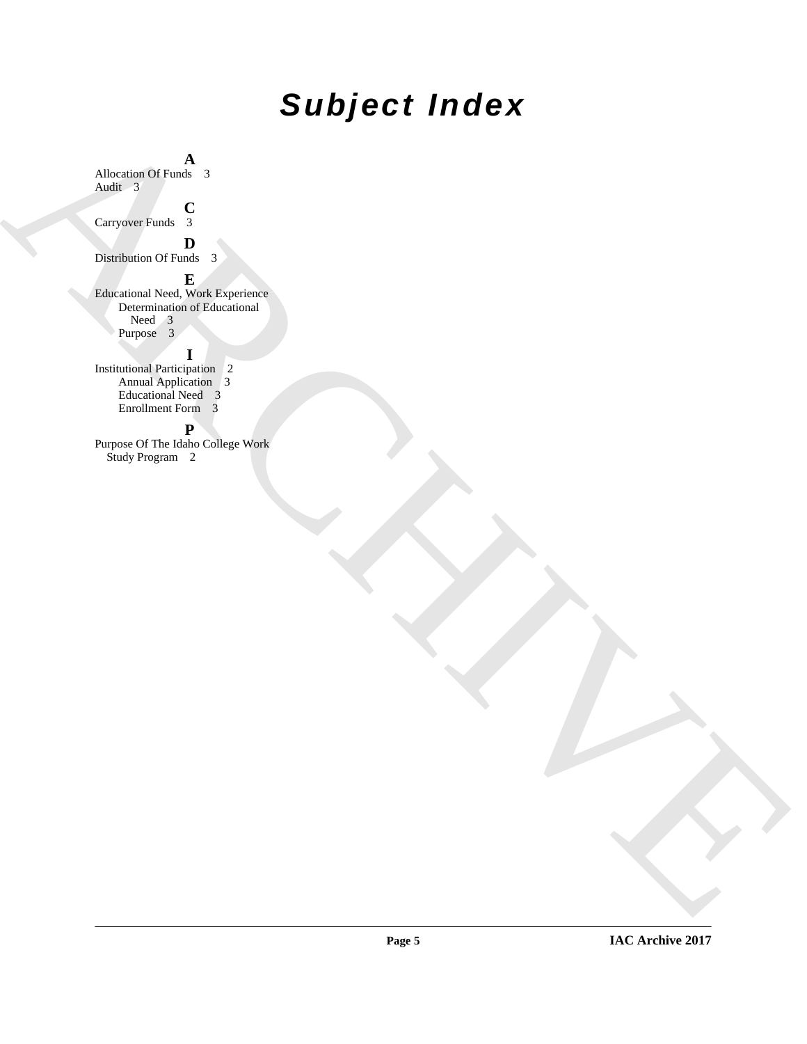# *Subject Index*

**A**

Allocation Of Funds 3
Audit 3

**C**

Carryover Funds 3

**D**

Distribution Of Funds 3

**E**

Educational Need, Work Experience
  Determination of Educational Need 3
  Purpose 3

**I**

Institutional Participation 2
  Annual Application 3
  Educational Need 3
  Enrollment Form 3

**P**

Purpose Of The Idaho College Work Study Program 2